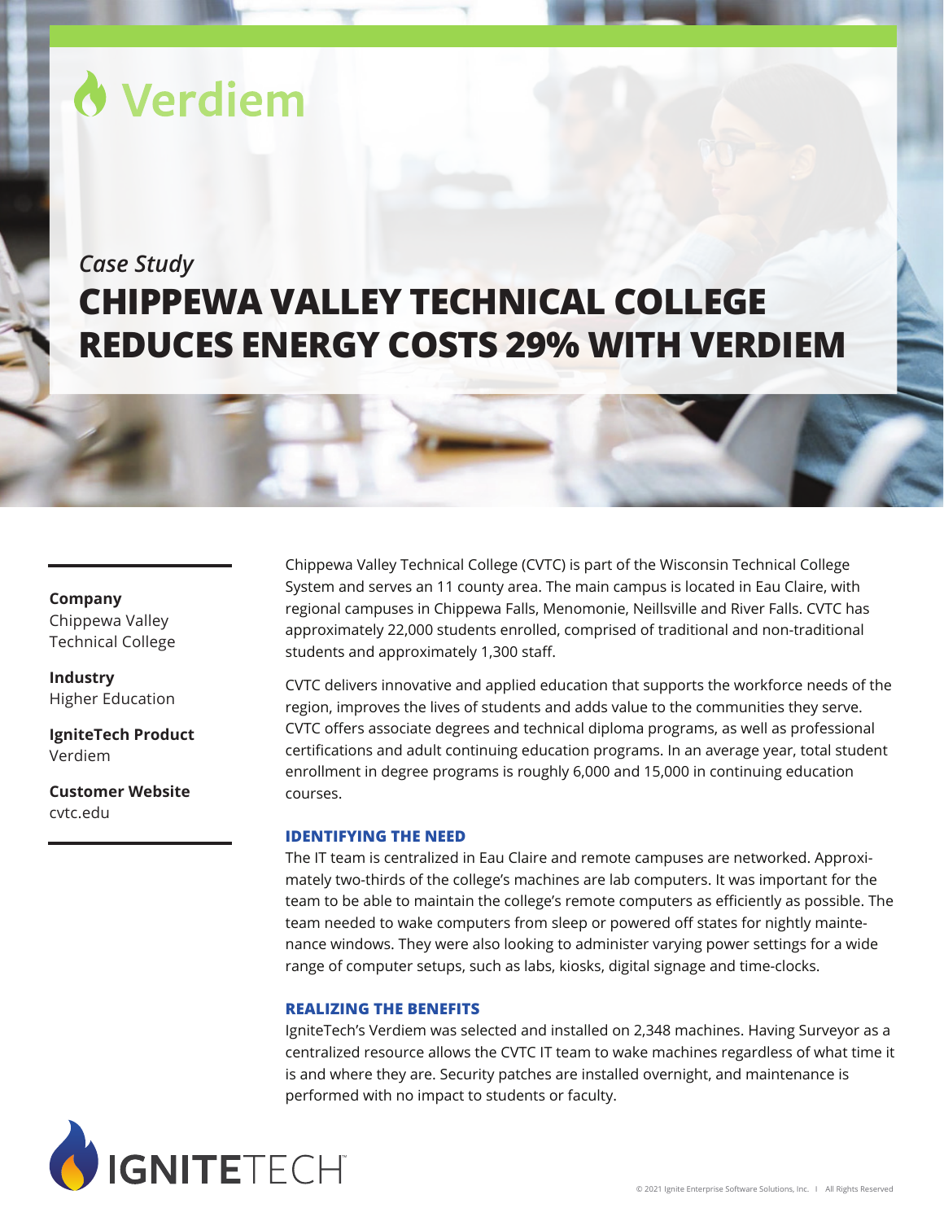Verdiem

*Case Study*

# CHIPPEWA VALLEY TECHNICAL COLLEGE REDUCES ENERGY COSTS 29% WITH VERDIEM

**Company**
Chippewa Valley Technical College

**Industry**
Higher Education

**IgniteTech Product**
Verdiem

**Customer Website**
cvtc.edu

Chippewa Valley Technical College (CVTC) is part of the Wisconsin Technical College System and serves an 11 county area. The main campus is located in Eau Claire, with regional campuses in Chippewa Falls, Menomonie, Neillsville and River Falls. CVTC has approximately 22,000 students enrolled, comprised of traditional and non-traditional students and approximately 1,300 staff.

CVTC delivers innovative and applied education that supports the workforce needs of the region, improves the lives of students and adds value to the communities they serve. CVTC offers associate degrees and technical diploma programs, as well as professional certifications and adult continuing education programs. In an average year, total student enrollment in degree programs is roughly 6,000 and 15,000 in continuing education courses.

## IDENTIFYING THE NEED

The IT team is centralized in Eau Claire and remote campuses are networked. Approximately two-thirds of the college's machines are lab computers. It was important for the team to be able to maintain the college's remote computers as efficiently as possible. The team needed to wake computers from sleep or powered off states for nightly maintenance windows. They were also looking to administer varying power settings for a wide range of computer setups, such as labs, kiosks, digital signage and time-clocks.

## REALIZING THE BENEFITS

IgniteTech's Verdiem was selected and installed on 2,348 machines. Having Surveyor as a centralized resource allows the CVTC IT team to wake machines regardless of what time it is and where they are. Security patches are installed overnight, and maintenance is performed with no impact to students or faculty.

IGNITETECH

© 2021 Ignite Enterprise Software Solutions, Inc. | All Rights Reserved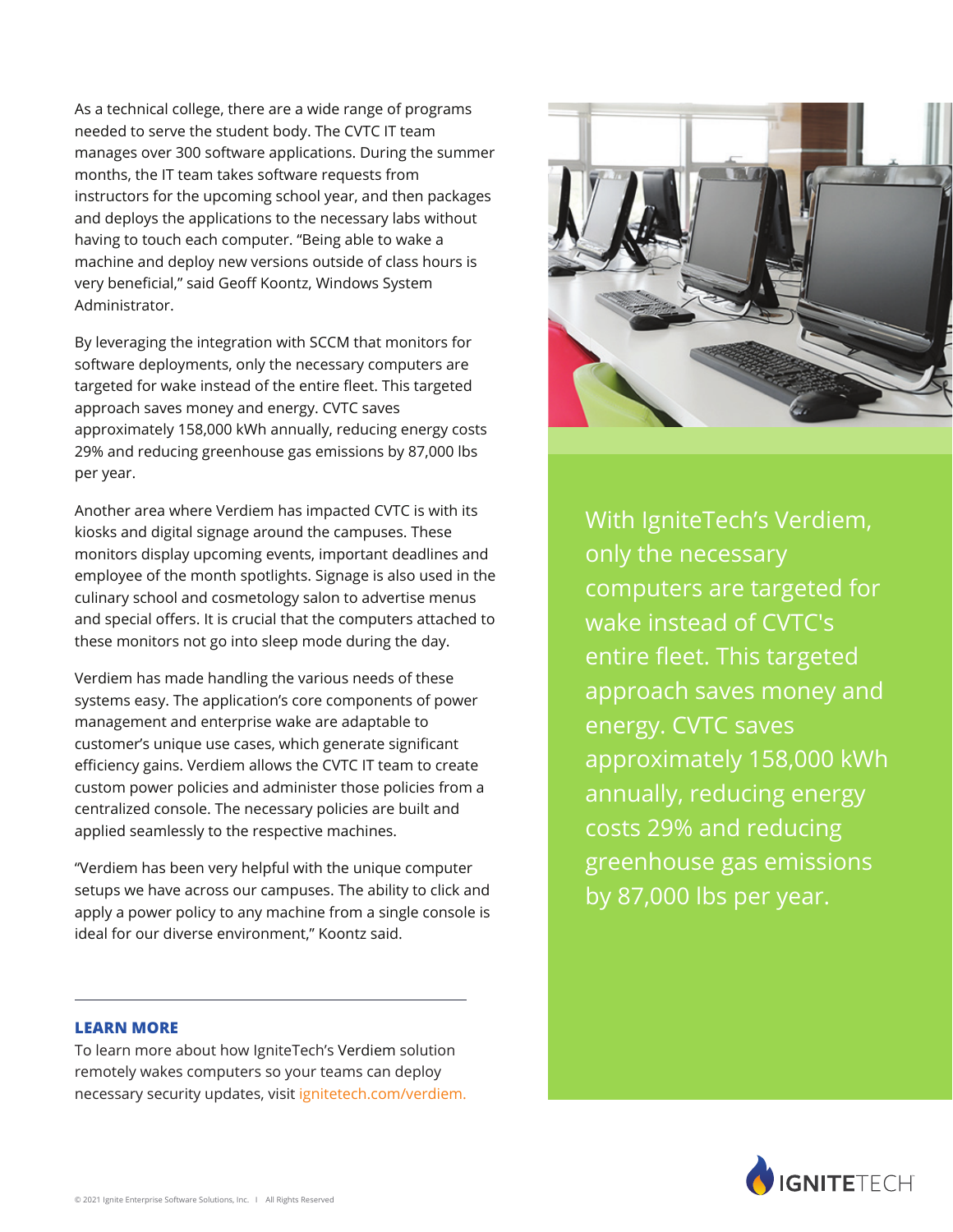As a technical college, there are a wide range of programs needed to serve the student body. The CVTC IT team manages over 300 software applications. During the summer months, the IT team takes software requests from instructors for the upcoming school year, and then packages and deploys the applications to the necessary labs without having to touch each computer. "Being able to wake a machine and deploy new versions outside of class hours is very beneficial," said Geoff Koontz, Windows System Administrator.

By leveraging the integration with SCCM that monitors for software deployments, only the necessary computers are targeted for wake instead of the entire fleet. This targeted approach saves money and energy. CVTC saves approximately 158,000 kWh annually, reducing energy costs 29% and reducing greenhouse gas emissions by 87,000 lbs per year.

Another area where Verdiem has impacted CVTC is with its kiosks and digital signage around the campuses. These monitors display upcoming events, important deadlines and employee of the month spotlights. Signage is also used in the culinary school and cosmetology salon to advertise menus and special offers. It is crucial that the computers attached to these monitors not go into sleep mode during the day.

Verdiem has made handling the various needs of these systems easy. The application's core components of power management and enterprise wake are adaptable to customer's unique use cases, which generate significant efficiency gains. Verdiem allows the CVTC IT team to create custom power policies and administer those policies from a centralized console. The necessary policies are built and applied seamlessly to the respective machines.

"Verdiem has been very helpful with the unique computer setups we have across our campuses. The ability to click and apply a power policy to any machine from a single console is ideal for our diverse environment," Koontz said.

> With IgniteTech's Verdiem, only the necessary computers are targeted for wake instead of CVTC's entire fleet. This targeted approach saves money and energy. CVTC saves approximately 158,000 kWh annually, reducing energy costs 29% and reducing greenhouse gas emissions by 87,000 lbs per year.

---

**LEARN MORE**

To learn more about how IgniteTech's Verdiem solution remotely wakes computers so your teams can deploy necessary security updates, visit ignitetech.com/verdiem.

IGNITETECH

© 2021 Ignite Enterprise Software Solutions, Inc. | All Rights Reserved